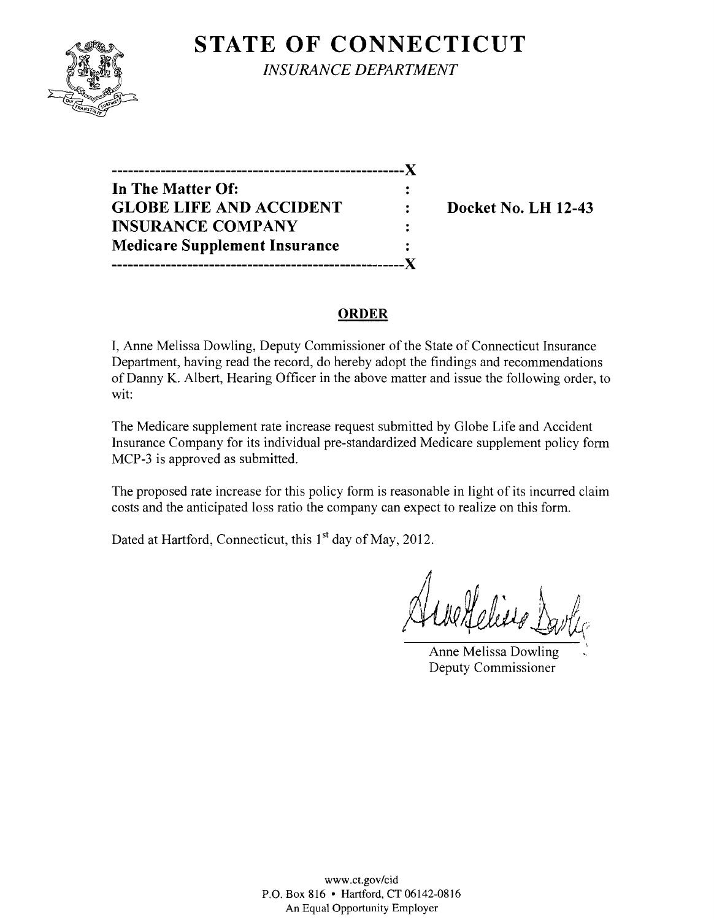# STATE OF CONNECTICUT

*INSURANCE DEPARTMENT*

| | | |
|---|---|---|
| **In The Matter Of:** | : | |
| **GLOBE LIFE AND ACCIDENT** | : | **Docket No. LH 12-43** |
| **INSURANCE COMPANY** | : | |
| **Medicare Supplement Insurance** | : | |

## ORDER

I, Anne Melissa Dowling, Deputy Commissioner of the State of Connecticut Insurance Department, having read the record, do hereby adopt the findings and recommendations of Danny K. Albert, Hearing Officer in the above matter and issue the following order, to wit:

The Medicare supplement rate increase request submitted by Globe Life and Accident Insurance Company for its individual pre-standardized Medicare supplement policy form MCP-3 is approved as submitted.

The proposed rate increase for this policy form is reasonable in light of its incurred claim costs and the anticipated loss ratio the company can expect to realize on this form.

Dated at Hartford, Connecticut, this 1st day of May, 2012.

Anne Melissa Dowling
Deputy Commissioner

www.ct.gov/cid
P.O. Box 816 • Hartford, CT 06142-0816
An Equal Opportunity Employer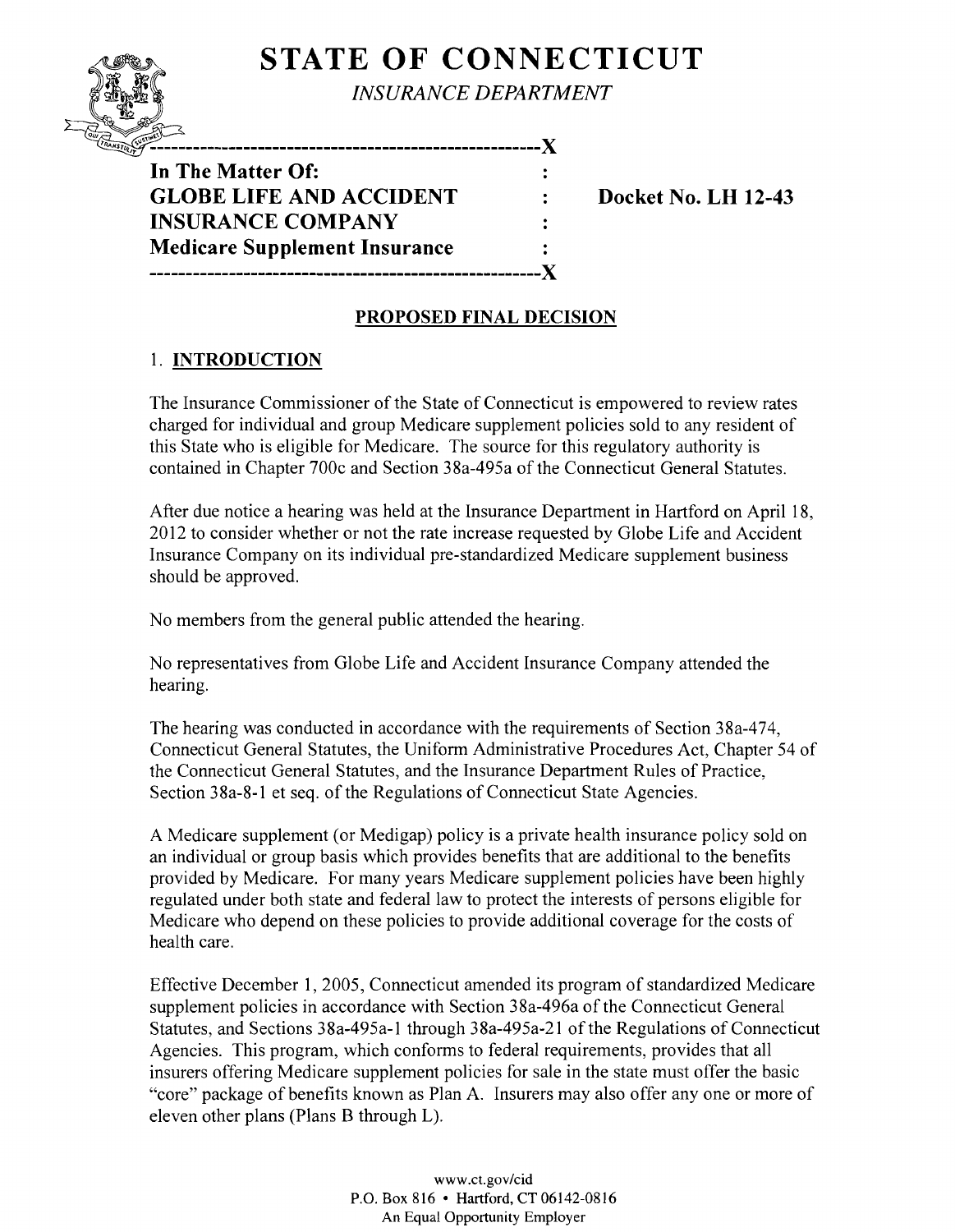# STATE OF CONNECTICUT

*INSURANCE DEPARTMENT*

---

**In The Matter Of:**
**GLOBE LIFE AND ACCIDENT INSURANCE COMPANY**
**Medicare Supplement Insurance**

**Docket No. LH 12-43**

---

## PROPOSED FINAL DECISION

### 1. INTRODUCTION

The Insurance Commissioner of the State of Connecticut is empowered to review rates charged for individual and group Medicare supplement policies sold to any resident of this State who is eligible for Medicare. The source for this regulatory authority is contained in Chapter 700c and Section 38a-495a of the Connecticut General Statutes.

After due notice a hearing was held at the Insurance Department in Hartford on April 18, 2012 to consider whether or not the rate increase requested by Globe Life and Accident Insurance Company on its individual pre-standardized Medicare supplement business should be approved.

No members from the general public attended the hearing.

No representatives from Globe Life and Accident Insurance Company attended the hearing.

The hearing was conducted in accordance with the requirements of Section 38a-474, Connecticut General Statutes, the Uniform Administrative Procedures Act, Chapter 54 of the Connecticut General Statutes, and the Insurance Department Rules of Practice, Section 38a-8-1 et seq. of the Regulations of Connecticut State Agencies.

A Medicare supplement (or Medigap) policy is a private health insurance policy sold on an individual or group basis which provides benefits that are additional to the benefits provided by Medicare. For many years Medicare supplement policies have been highly regulated under both state and federal law to protect the interests of persons eligible for Medicare who depend on these policies to provide additional coverage for the costs of health care.

Effective December 1, 2005, Connecticut amended its program of standardized Medicare supplement policies in accordance with Section 38a-496a of the Connecticut General Statutes, and Sections 38a-495a-1 through 38a-495a-21 of the Regulations of Connecticut Agencies. This program, which conforms to federal requirements, provides that all insurers offering Medicare supplement policies for sale in the state must offer the basic "core" package of benefits known as Plan A. Insurers may also offer any one or more of eleven other plans (Plans B through L).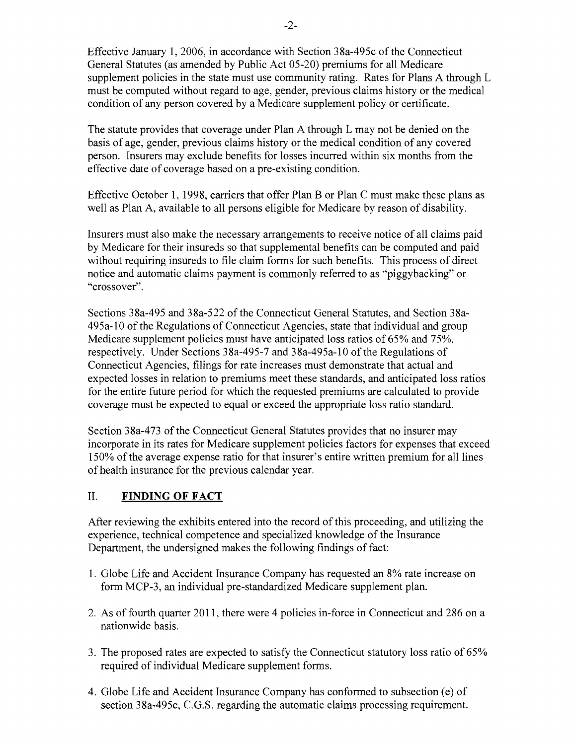Effective January 1, 2006, in accordance with Section 38a-495c of the Connecticut General Statutes (as amended by Public Act 05-20) premiums for all Medicare supplement policies in the state must use community rating. Rates for Plans A through L must be computed without regard to age, gender, previous claims history or the medical condition of any person covered by a Medicare supplement policy or certificate.

The statute provides that coverage under Plan A through L may not be denied on the basis of age, gender, previous claims history or the medical condition of any covered person. Insurers may exclude benefits for losses incurred within six months from the effective date of coverage based on a pre-existing condition.

Effective October 1, 1998, carriers that offer Plan B or Plan C must make these plans as well as Plan A, available to all persons eligible for Medicare by reason of disability.

Insurers must also make the necessary arrangements to receive notice of all claims paid by Medicare for their insureds so that supplemental benefits can be computed and paid without requiring insureds to file claim forms for such benefits. This process of direct notice and automatic claims payment is commonly referred to as "piggybacking" or "crossover".

Sections 38a-495 and 38a-522 of the Connecticut General Statutes, and Section 38a-495a-10 of the Regulations of Connecticut Agencies, state that individual and group Medicare supplement policies must have anticipated loss ratios of 65% and 75%, respectively. Under Sections 38a-495-7 and 38a-495a-10 of the Regulations of Connecticut Agencies, filings for rate increases must demonstrate that actual and expected losses in relation to premiums meet these standards, and anticipated loss ratios for the entire future period for which the requested premiums are calculated to provide coverage must be expected to equal or exceed the appropriate loss ratio standard.

Section 38a-473 of the Connecticut General Statutes provides that no insurer may incorporate in its rates for Medicare supplement policies factors for expenses that exceed 150% of the average expense ratio for that insurer's entire written premium for all lines of health insurance for the previous calendar year.

## II. **FINDING OF FACT**

After reviewing the exhibits entered into the record of this proceeding, and utilizing the experience, technical competence and specialized knowledge of the Insurance Department, the undersigned makes the following findings of fact:

1. Globe Life and Accident Insurance Company has requested an 8% rate increase on form MCP-3, an individual pre-standardized Medicare supplement plan.
2. As of fourth quarter 2011, there were 4 policies in-force in Connecticut and 286 on a nationwide basis.
3. The proposed rates are expected to satisfy the Connecticut statutory loss ratio of 65% required of individual Medicare supplement forms.
4. Globe Life and Accident Insurance Company has conformed to subsection (e) of section 38a-495c, C.G.S. regarding the automatic claims processing requirement.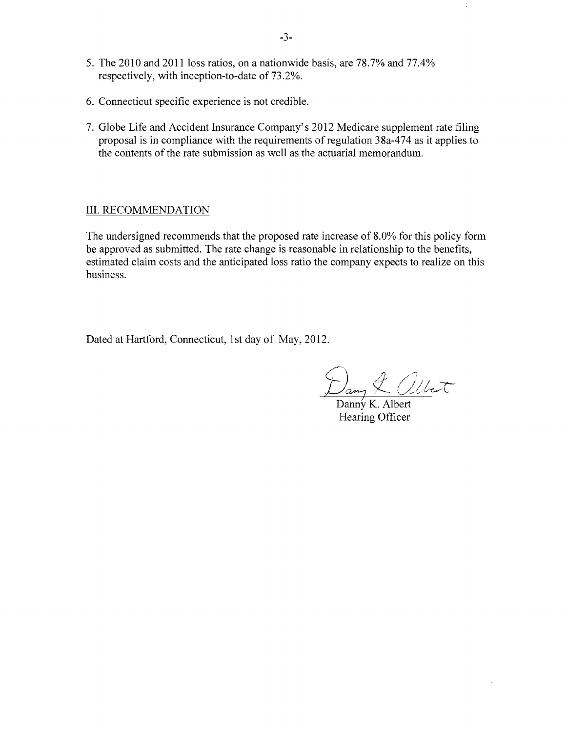5. The 2010 and 2011 loss ratios, on a nationwide basis, are 78.7% and 77.4% respectively, with inception-to-date of 73.2%.

6. Connecticut specific experience is not credible.

7. Globe Life and Accident Insurance Company's 2012 Medicare supplement rate filing proposal is in compliance with the requirements of regulation 38a-474 as it applies to the contents of the rate submission as well as the actuarial memorandum.

## III. RECOMMENDATION

The undersigned recommends that the proposed rate increase of 8.0% for this policy form be approved as submitted. The rate change is reasonable in relationship to the benefits, estimated claim costs and the anticipated loss ratio the company expects to realize on this business.

Dated at Hartford, Connecticut, 1st day of May, 2012.

Danny K. Albert
Hearing Officer